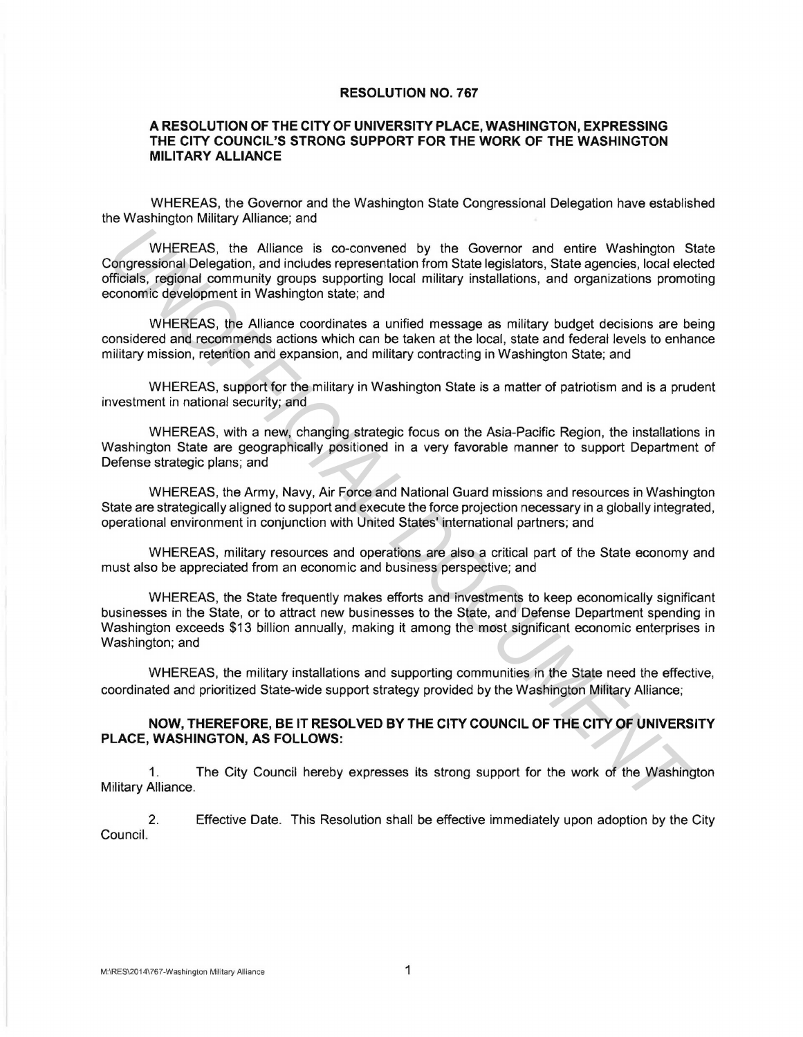# RESOLUTION NO. 767

## A RESOLUTION OF THE CITY OF UNIVERSITY PLACE, WASHINGTON, EXPRESSING THE CITY COUNCIL'S STRONG SUPPORT FOR THE WORK OF THE WASHINGTON MILITARY ALLIANCE

WHEREAS, the Governor and the Washington State Congressional Delegation have established the Washington Military Alliance; and

WHEREAS, the Alliance is co-convened by the Governor and entire Washington State Congressional Delegation, and includes representation from State legislators, State agencies, local elected officials, regional community groups supporting local military installations, and organizations promoting economic development in Washington state; and

WHEREAS, the Alliance coordinates a unified message as military budget decisions are being considered and recommends actions which can be taken at the local, state and federal levels to enhance military mission, retention and expansion, and military contracting in Washington State; and

WHEREAS, support for the military in Washington State is a matter of patriotism and is a prudent investment in national security; and

WHEREAS, with a new, changing strategic focus on the Asia-Pacific Region, the installations in Washington State are geographically positioned in a very favorable manner to support Department of Defense strategic plans; and

WHEREAS, the Army, Navy, Air Force and National Guard missions and resources in Washington State are strategically aligned to support and execute the force projection necessary in a globally integrated, operational environment in conjunction with United States' international partners; and

WHEREAS, military resources and operations are also a critical part of the State economy and must also be appreciated from an economic and business perspective; and

WHEREAS, the State frequently makes efforts and investments to keep economically significant businesses in the State, or to attract new businesses to the State, and Defense Department spending in Washington exceeds $13 billion annually, making it among the most significant economic enterprises in Washington; and

WHEREAS, the military installations and supporting communities in the State need the effective, coordinated and prioritized State-wide support strategy provided by the Washington Military Alliance;

**NOW, THEREFORE, BE IT RESOLVED BY THE CITY COUNCIL OF THE CITY OF UNIVERSITY PLACE, WASHINGTON, AS FOLLOWS:**

1. The City Council hereby expresses its strong support for the work of the Washington Military Alliance.

2. Effective Date. This Resolution shall be effective immediately upon adoption by the City Council.

M:\RES\2014\767-Washington Military Alliance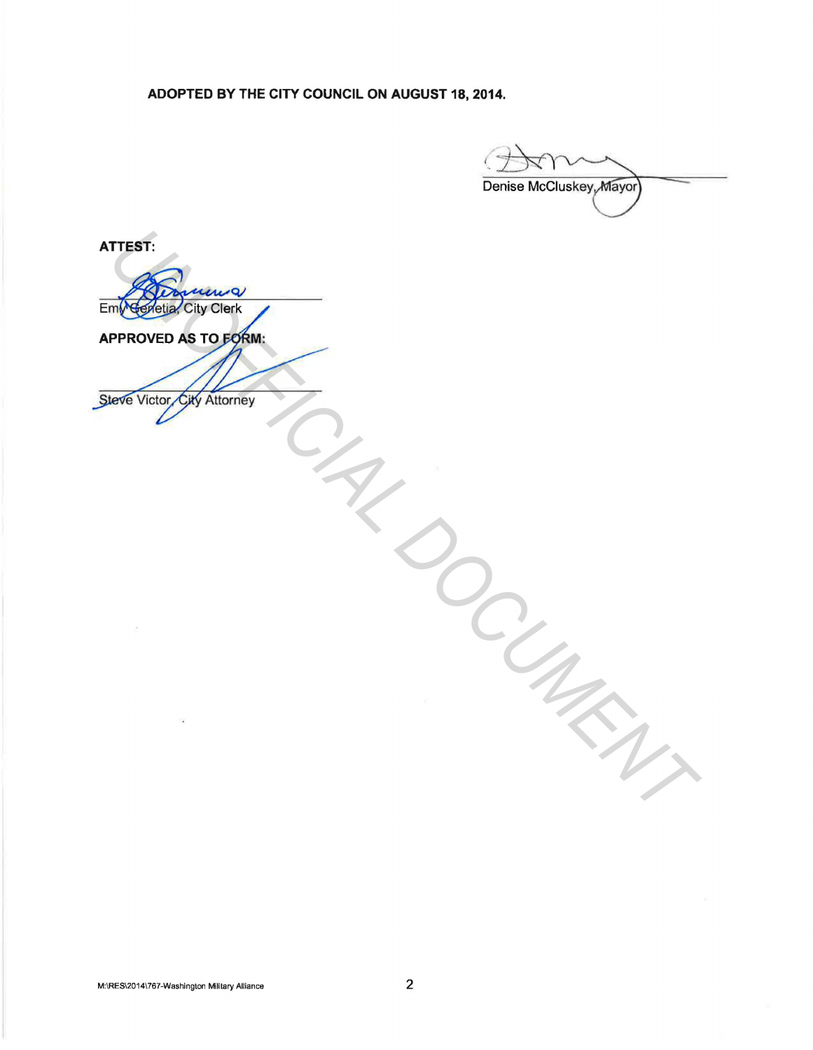**ADOPTED BY THE CITY COUNCIL ON AUGUST 18, 2014.**

Denise McCluskey, Mayor

**ATTEST:**

Emy Genetia, City Clerk

**APPROVED AS TO FORM:**

Steve Victor, City Attorney

UNOFFICIAL DOCUMENT

M:\RES\2014\767-Washington Military Alliance